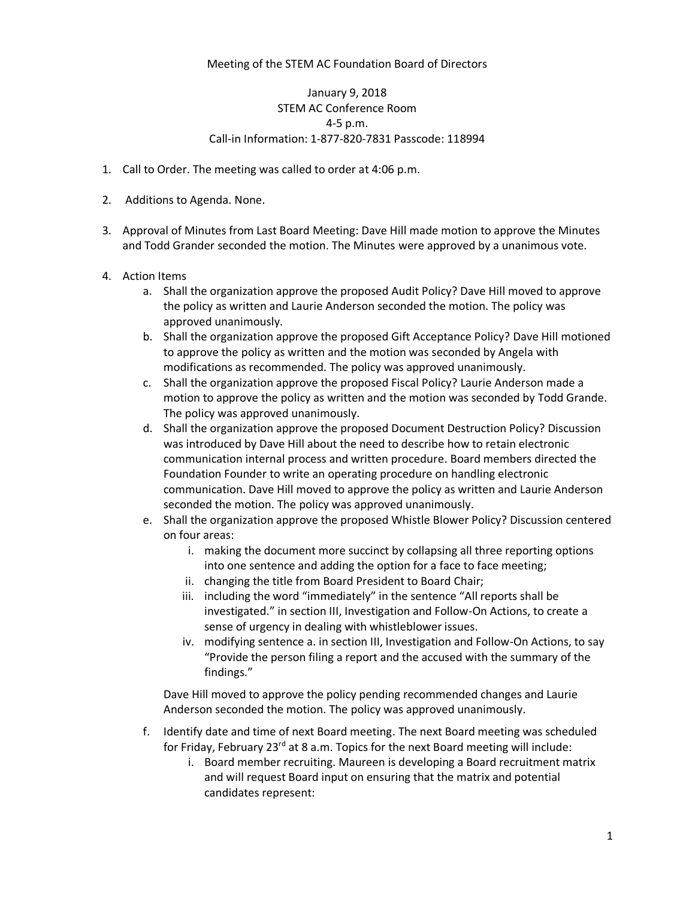Meeting of the STEM AC Foundation Board of Directors

January 9, 2018
STEM AC Conference Room
4-5 p.m.
Call-in Information: 1-877-820-7831 Passcode: 118994

1. Call to Order. The meeting was called to order at 4:06 p.m.

2. Additions to Agenda. None.

3. Approval of Minutes from Last Board Meeting: Dave Hill made motion to approve the Minutes and Todd Grander seconded the motion. The Minutes were approved by a unanimous vote.

4. Action Items
   a. Shall the organization approve the proposed Audit Policy? Dave Hill moved to approve the policy as written and Laurie Anderson seconded the motion. The policy was approved unanimously.
   b. Shall the organization approve the proposed Gift Acceptance Policy? Dave Hill motioned to approve the policy as written and the motion was seconded by Angela with modifications as recommended. The policy was approved unanimously.
   c. Shall the organization approve the proposed Fiscal Policy? Laurie Anderson made a motion to approve the policy as written and the motion was seconded by Todd Grande. The policy was approved unanimously.
   d. Shall the organization approve the proposed Document Destruction Policy? Discussion was introduced by Dave Hill about the need to describe how to retain electronic communication internal process and written procedure. Board members directed the Foundation Founder to write an operating procedure on handling electronic communication. Dave Hill moved to approve the policy as written and Laurie Anderson seconded the motion. The policy was approved unanimously.
   e. Shall the organization approve the proposed Whistle Blower Policy? Discussion centered on four areas:
      i. making the document more succinct by collapsing all three reporting options into one sentence and adding the option for a face to face meeting;
      ii. changing the title from Board President to Board Chair;
      iii. including the word "immediately" in the sentence "All reports shall be investigated." in section III, Investigation and Follow-On Actions, to create a sense of urgency in dealing with whistleblower issues.
      iv. modifying sentence a. in section III, Investigation and Follow-On Actions, to say "Provide the person filing a report and the accused with the summary of the findings."

      Dave Hill moved to approve the policy pending recommended changes and Laurie Anderson seconded the motion. The policy was approved unanimously.

   f. Identify date and time of next Board meeting. The next Board meeting was scheduled for Friday, February 23rd at 8 a.m. Topics for the next Board meeting will include:
      i. Board member recruiting. Maureen is developing a Board recruitment matrix and will request Board input on ensuring that the matrix and potential candidates represent: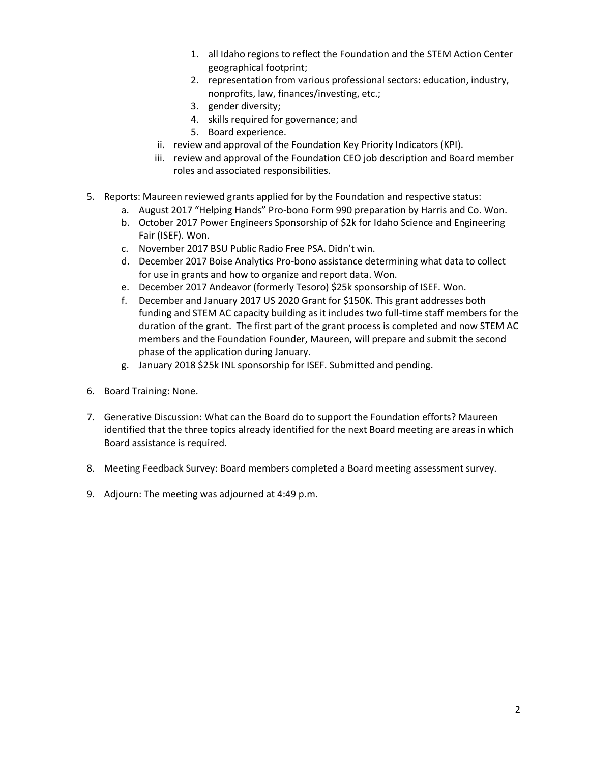1. all Idaho regions to reflect the Foundation and the STEM Action Center geographical footprint;
2. representation from various professional sectors: education, industry, nonprofits, law, finances/investing, etc.;
3. gender diversity;
4. skills required for governance; and
5. Board experience.

ii. review and approval of the Foundation Key Priority Indicators (KPI).

iii. review and approval of the Foundation CEO job description and Board member roles and associated responsibilities.

5. Reports: Maureen reviewed grants applied for by the Foundation and respective status:
   a. August 2017 "Helping Hands" Pro-bono Form 990 preparation by Harris and Co. Won.
   b. October 2017 Power Engineers Sponsorship of $2k for Idaho Science and Engineering Fair (ISEF). Won.
   c. November 2017 BSU Public Radio Free PSA. Didn't win.
   d. December 2017 Boise Analytics Pro-bono assistance determining what data to collect for use in grants and how to organize and report data. Won.
   e. December 2017 Andeavor (formerly Tesoro) $25k sponsorship of ISEF. Won.
   f. December and January 2017 US 2020 Grant for $150K. This grant addresses both funding and STEM AC capacity building as it includes two full-time staff members for the duration of the grant. The first part of the grant process is completed and now STEM AC members and the Foundation Founder, Maureen, will prepare and submit the second phase of the application during January.
   g. January 2018 $25k INL sponsorship for ISEF. Submitted and pending.

6. Board Training: None.

7. Generative Discussion: What can the Board do to support the Foundation efforts? Maureen identified that the three topics already identified for the next Board meeting are areas in which Board assistance is required.

8. Meeting Feedback Survey: Board members completed a Board meeting assessment survey.

9. Adjourn: The meeting was adjourned at 4:49 p.m.